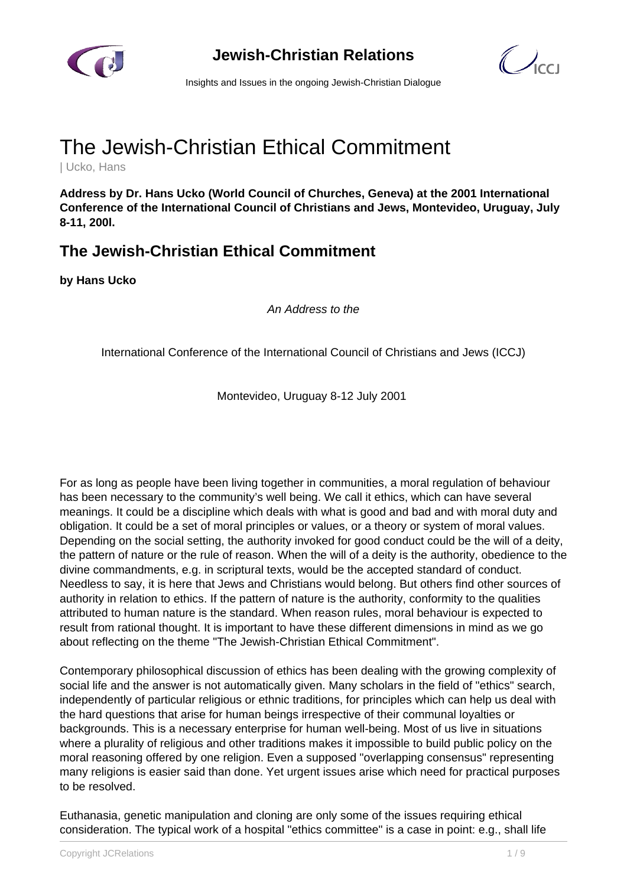# The Jewish-Christian Ethical Commitment

| Ucko, Hans

**Address by Dr. Hans Ucko (World Council of Churches, Geneva) at the 2001 International Conference of the International Council of Christians and Jews, Montevideo, Uruguay, July 8-11, 200l.**

## The Jewish-Christian Ethical Commitment

**by Hans Ucko**

*An Address to the*

International Conference of the International Council of Christians and Jews (ICCJ)

Montevideo, Uruguay 8-12 July 2001

For as long as people have been living together in communities, a moral regulation of behaviour has been necessary to the community's well being. We call it ethics, which can have several meanings. It could be a discipline which deals with what is good and bad and with moral duty and obligation. It could be a set of moral principles or values, or a theory or system of moral values. Depending on the social setting, the authority invoked for good conduct could be the will of a deity, the pattern of nature or the rule of reason. When the will of a deity is the authority, obedience to the divine commandments, e.g. in scriptural texts, would be the accepted standard of conduct. Needless to say, it is here that Jews and Christians would belong. But others find other sources of authority in relation to ethics. If the pattern of nature is the authority, conformity to the qualities attributed to human nature is the standard. When reason rules, moral behaviour is expected to result from rational thought. It is important to have these different dimensions in mind as we go about reflecting on the theme "The Jewish-Christian Ethical Commitment".

Contemporary philosophical discussion of ethics has been dealing with the growing complexity of social life and the answer is not automatically given. Many scholars in the field of "ethics" search, independently of particular religious or ethnic traditions, for principles which can help us deal with the hard questions that arise for human beings irrespective of their communal loyalties or backgrounds. This is a necessary enterprise for human well-being. Most of us live in situations where a plurality of religious and other traditions makes it impossible to build public policy on the moral reasoning offered by one religion. Even a supposed "overlapping consensus" representing many religions is easier said than done. Yet urgent issues arise which need for practical purposes to be resolved.

Euthanasia, genetic manipulation and cloning are only some of the issues requiring ethical consideration. The typical work of a hospital "ethics committee" is a case in point: e.g., shall life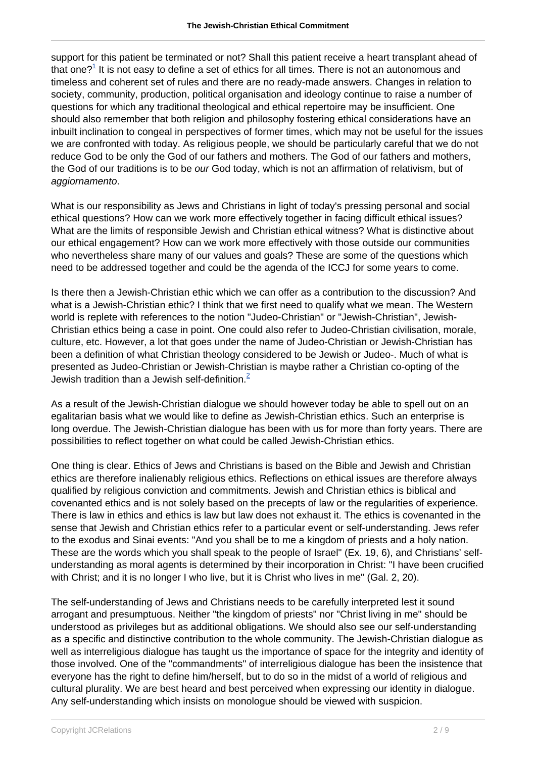support for this patient be terminated or not? Shall this patient receive a heart transplant ahead of that one?[1] It is not easy to define a set of ethics for all times. There is not an autonomous and timeless and coherent set of rules and there are no ready-made answers. Changes in relation to society, community, production, political organisation and ideology continue to raise a number of questions for which any traditional theological and ethical repertoire may be insufficient. One should also remember that both religion and philosophy fostering ethical considerations have an inbuilt inclination to congeal in perspectives of former times, which may not be useful for the issues we are confronted with today. As religious people, we should be particularly careful that we do not reduce God to be only the God of our fathers and mothers. The God of our fathers and mothers, the God of our traditions is to be *our* God today, which is not an affirmation of relativism, but of *aggiornamento*.

What is our responsibility as Jews and Christians in light of today's pressing personal and social ethical questions? How can we work more effectively together in facing difficult ethical issues? What are the limits of responsible Jewish and Christian ethical witness? What is distinctive about our ethical engagement? How can we work more effectively with those outside our communities who nevertheless share many of our values and goals? These are some of the questions which need to be addressed together and could be the agenda of the ICCJ for some years to come.

Is there then a Jewish-Christian ethic which we can offer as a contribution to the discussion? And what is a Jewish-Christian ethic? I think that we first need to qualify what we mean. The Western world is replete with references to the notion "Judeo-Christian" or "Jewish-Christian", Jewish-Christian ethics being a case in point. One could also refer to Judeo-Christian civilisation, morale, culture, etc. However, a lot that goes under the name of Judeo-Christian or Jewish-Christian has been a definition of what Christian theology considered to be Jewish or Judeo-. Much of what is presented as Judeo-Christian or Jewish-Christian is maybe rather a Christian co-opting of the Jewish tradition than a Jewish self-definition.[2]

As a result of the Jewish-Christian dialogue we should however today be able to spell out on an egalitarian basis what we would like to define as Jewish-Christian ethics. Such an enterprise is long overdue. The Jewish-Christian dialogue has been with us for more than forty years. There are possibilities to reflect together on what could be called Jewish-Christian ethics.

One thing is clear. Ethics of Jews and Christians is based on the Bible and Jewish and Christian ethics are therefore inalienably religious ethics. Reflections on ethical issues are therefore always qualified by religious conviction and commitments. Jewish and Christian ethics is biblical and covenanted ethics and is not solely based on the precepts of law or the regularities of experience. There is law in ethics and ethics is law but law does not exhaust it. The ethics is covenanted in the sense that Jewish and Christian ethics refer to a particular event or self-understanding. Jews refer to the exodus and Sinai events: "And you shall be to me a kingdom of priests and a holy nation. These are the words which you shall speak to the people of Israel" (Ex. 19, 6), and Christians' self-understanding as moral agents is determined by their incorporation in Christ: "I have been crucified with Christ; and it is no longer I who live, but it is Christ who lives in me" (Gal. 2, 20).

The self-understanding of Jews and Christians needs to be carefully interpreted lest it sound arrogant and presumptuous. Neither "the kingdom of priests" nor "Christ living in me" should be understood as privileges but as additional obligations. We should also see our self-understanding as a specific and distinctive contribution to the whole community. The Jewish-Christian dialogue as well as interreligious dialogue has taught us the importance of space for the integrity and identity of those involved. One of the "commandments" of interreligious dialogue has been the insistence that everyone has the right to define him/herself, but to do so in the midst of a world of religious and cultural plurality. We are best heard and best perceived when expressing our identity in dialogue. Any self-understanding which insists on monologue should be viewed with suspicion.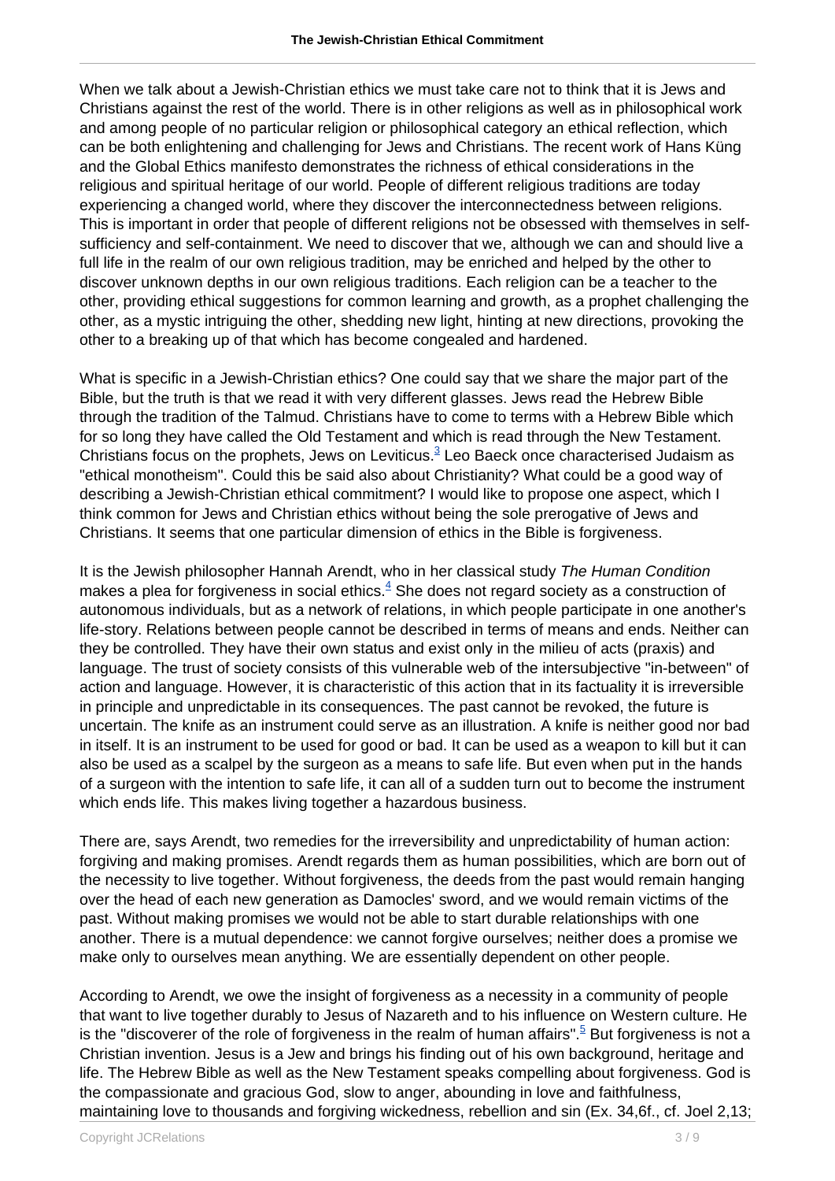When we talk about a Jewish-Christian ethics we must take care not to think that it is Jews and Christians against the rest of the world. There is in other religions as well as in philosophical work and among people of no particular religion or philosophical category an ethical reflection, which can be both enlightening and challenging for Jews and Christians. The recent work of Hans Küng and the Global Ethics manifesto demonstrates the richness of ethical considerations in the religious and spiritual heritage of our world. People of different religious traditions are today experiencing a changed world, where they discover the interconnectedness between religions. This is important in order that people of different religions not be obsessed with themselves in self-sufficiency and self-containment. We need to discover that we, although we can and should live a full life in the realm of our own religious tradition, may be enriched and helped by the other to discover unknown depths in our own religious traditions. Each religion can be a teacher to the other, providing ethical suggestions for common learning and growth, as a prophet challenging the other, as a mystic intriguing the other, shedding new light, hinting at new directions, provoking the other to a breaking up of that which has become congealed and hardened.

What is specific in a Jewish-Christian ethics? One could say that we share the major part of the Bible, but the truth is that we read it with very different glasses. Jews read the Hebrew Bible through the tradition of the Talmud. Christians have to come to terms with a Hebrew Bible which for so long they have called the Old Testament and which is read through the New Testament. Christians focus on the prophets, Jews on Leviticus.[3] Leo Baeck once characterised Judaism as "ethical monotheism". Could this be said also about Christianity? What could be a good way of describing a Jewish-Christian ethical commitment? I would like to propose one aspect, which I think common for Jews and Christian ethics without being the sole prerogative of Jews and Christians. It seems that one particular dimension of ethics in the Bible is forgiveness.

It is the Jewish philosopher Hannah Arendt, who in her classical study *The Human Condition* makes a plea for forgiveness in social ethics.[4] She does not regard society as a construction of autonomous individuals, but as a network of relations, in which people participate in one another's life-story. Relations between people cannot be described in terms of means and ends. Neither can they be controlled. They have their own status and exist only in the milieu of acts (praxis) and language. The trust of society consists of this vulnerable web of the intersubjective "in-between" of action and language. However, it is characteristic of this action that in its factuality it is irreversible in principle and unpredictable in its consequences. The past cannot be revoked, the future is uncertain. The knife as an instrument could serve as an illustration. A knife is neither good nor bad in itself. It is an instrument to be used for good or bad. It can be used as a weapon to kill but it can also be used as a scalpel by the surgeon as a means to safe life. But even when put in the hands of a surgeon with the intention to safe life, it can all of a sudden turn out to become the instrument which ends life. This makes living together a hazardous business.

There are, says Arendt, two remedies for the irreversibility and unpredictability of human action: forgiving and making promises. Arendt regards them as human possibilities, which are born out of the necessity to live together. Without forgiveness, the deeds from the past would remain hanging over the head of each new generation as Damocles' sword, and we would remain victims of the past. Without making promises we would not be able to start durable relationships with one another. There is a mutual dependence: we cannot forgive ourselves; neither does a promise we make only to ourselves mean anything. We are essentially dependent on other people.

According to Arendt, we owe the insight of forgiveness as a necessity in a community of people that want to live together durably to Jesus of Nazareth and to his influence on Western culture. He is the "discoverer of the role of forgiveness in the realm of human affairs".[5] But forgiveness is not a Christian invention. Jesus is a Jew and brings his finding out of his own background, heritage and life. The Hebrew Bible as well as the New Testament speaks compelling about forgiveness. God is the compassionate and gracious God, slow to anger, abounding in love and faithfulness, maintaining love to thousands and forgiving wickedness, rebellion and sin (Ex. 34,6f., cf. Joel 2,13;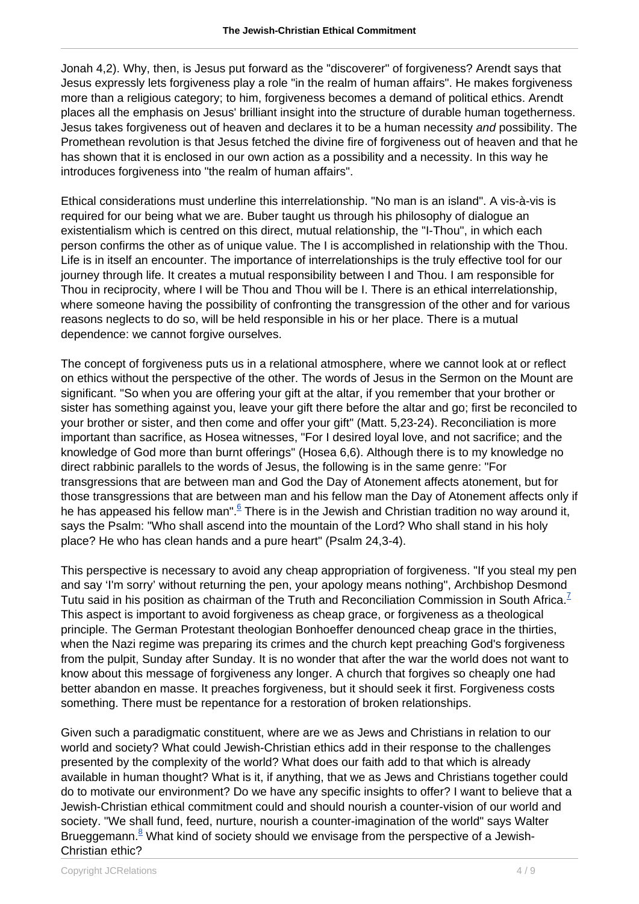Jonah 4,2). Why, then, is Jesus put forward as the "discoverer" of forgiveness? Arendt says that Jesus expressly lets forgiveness play a role "in the realm of human affairs". He makes forgiveness more than a religious category; to him, forgiveness becomes a demand of political ethics. Arendt places all the emphasis on Jesus' brilliant insight into the structure of durable human togetherness. Jesus takes forgiveness out of heaven and declares it to be a human necessity *and* possibility. The Promethean revolution is that Jesus fetched the divine fire of forgiveness out of heaven and that he has shown that it is enclosed in our own action as a possibility and a necessity. In this way he introduces forgiveness into "the realm of human affairs".

Ethical considerations must underline this interrelationship. "No man is an island". A vis-à-vis is required for our being what we are. Buber taught us through his philosophy of dialogue an existentialism which is centred on this direct, mutual relationship, the "I-Thou", in which each person confirms the other as of unique value. The I is accomplished in relationship with the Thou. Life is in itself an encounter. The importance of interrelationships is the truly effective tool for our journey through life. It creates a mutual responsibility between I and Thou. I am responsible for Thou in reciprocity, where I will be Thou and Thou will be I. There is an ethical interrelationship, where someone having the possibility of confronting the transgression of the other and for various reasons neglects to do so, will be held responsible in his or her place. There is a mutual dependence: we cannot forgive ourselves.

The concept of forgiveness puts us in a relational atmosphere, where we cannot look at or reflect on ethics without the perspective of the other. The words of Jesus in the Sermon on the Mount are significant. "So when you are offering your gift at the altar, if you remember that your brother or sister has something against you, leave your gift there before the altar and go; first be reconciled to your brother or sister, and then come and offer your gift" (Matt. 5,23-24). Reconciliation is more important than sacrifice, as Hosea witnesses, "For I desired loyal love, and not sacrifice; and the knowledge of God more than burnt offerings" (Hosea 6,6). Although there is to my knowledge no direct rabbinic parallels to the words of Jesus, the following is in the same genre: "For transgressions that are between man and God the Day of Atonement affects atonement, but for those transgressions that are between man and his fellow man the Day of Atonement affects only if he has appeased his fellow man".[6] There is in the Jewish and Christian tradition no way around it, says the Psalm: "Who shall ascend into the mountain of the Lord? Who shall stand in his holy place? He who has clean hands and a pure heart" (Psalm 24,3-4).

This perspective is necessary to avoid any cheap appropriation of forgiveness. "If you steal my pen and say 'I'm sorry' without returning the pen, your apology means nothing", Archbishop Desmond Tutu said in his position as chairman of the Truth and Reconciliation Commission in South Africa.[7] This aspect is important to avoid forgiveness as cheap grace, or forgiveness as a theological principle. The German Protestant theologian Bonhoeffer denounced cheap grace in the thirties, when the Nazi regime was preparing its crimes and the church kept preaching God's forgiveness from the pulpit, Sunday after Sunday. It is no wonder that after the war the world does not want to know about this message of forgiveness any longer. A church that forgives so cheaply one had better abandon en masse. It preaches forgiveness, but it should seek it first. Forgiveness costs something. There must be repentance for a restoration of broken relationships.

Given such a paradigmatic constituent, where are we as Jews and Christians in relation to our world and society? What could Jewish-Christian ethics add in their response to the challenges presented by the complexity of the world? What does our faith add to that which is already available in human thought? What is it, if anything, that we as Jews and Christians together could do to motivate our environment? Do we have any specific insights to offer? I want to believe that a Jewish-Christian ethical commitment could and should nourish a counter-vision of our world and society. "We shall fund, feed, nurture, nourish a counter-imagination of the world" says Walter Brueggemann.[8] What kind of society should we envisage from the perspective of a Jewish-Christian ethic?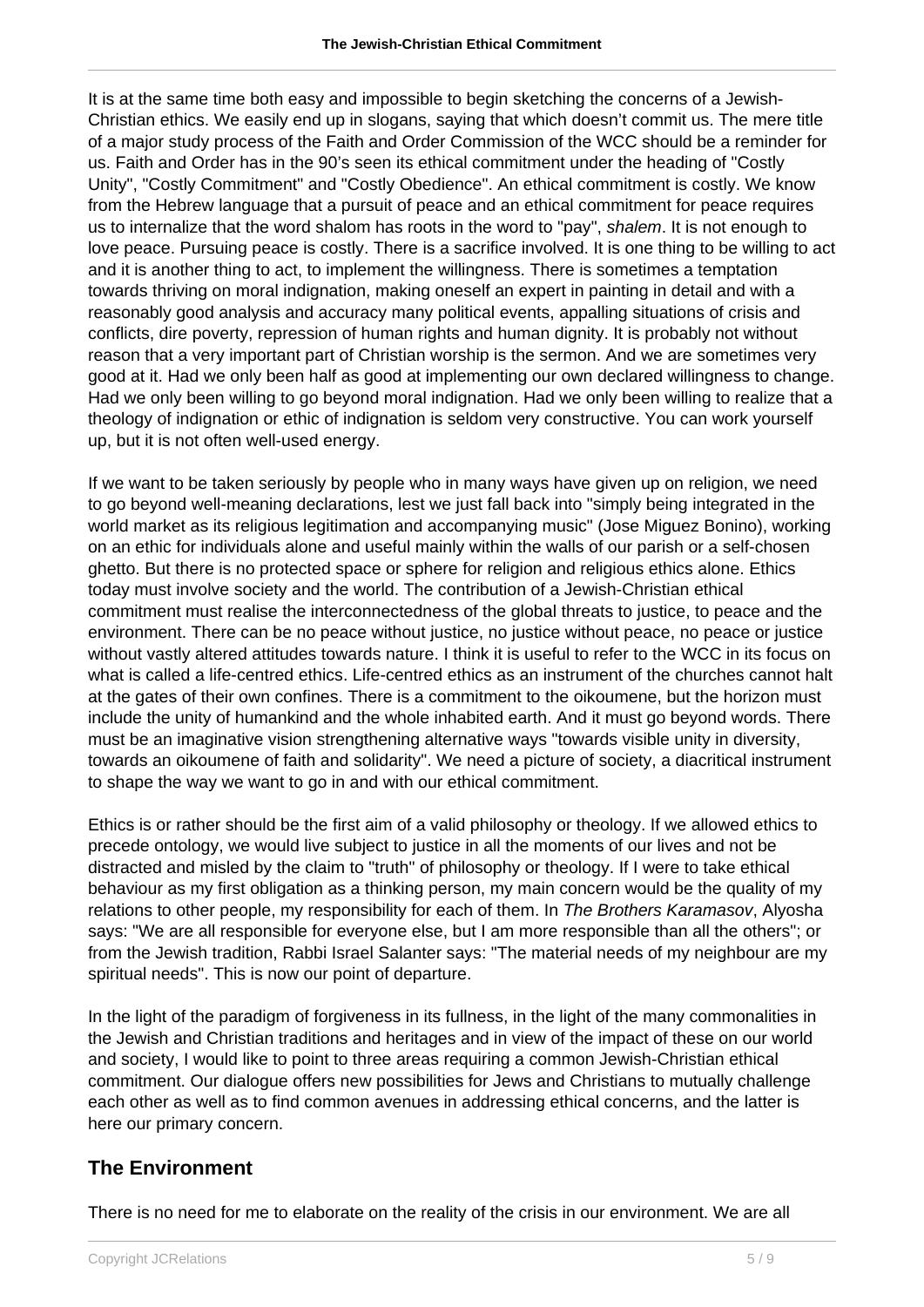It is at the same time both easy and impossible to begin sketching the concerns of a Jewish-Christian ethics. We easily end up in slogans, saying that which doesn't commit us. The mere title of a major study process of the Faith and Order Commission of the WCC should be a reminder for us. Faith and Order has in the 90's seen its ethical commitment under the heading of "Costly Unity", "Costly Commitment" and "Costly Obedience". An ethical commitment is costly. We know from the Hebrew language that a pursuit of peace and an ethical commitment for peace requires us to internalize that the word shalom has roots in the word to "pay", *shalem*. It is not enough to love peace. Pursuing peace is costly. There is a sacrifice involved. It is one thing to be willing to act and it is another thing to act, to implement the willingness. There is sometimes a temptation towards thriving on moral indignation, making oneself an expert in painting in detail and with a reasonably good analysis and accuracy many political events, appalling situations of crisis and conflicts, dire poverty, repression of human rights and human dignity. It is probably not without reason that a very important part of Christian worship is the sermon. And we are sometimes very good at it. Had we only been half as good at implementing our own declared willingness to change. Had we only been willing to go beyond moral indignation. Had we only been willing to realize that a theology of indignation or ethic of indignation is seldom very constructive. You can work yourself up, but it is not often well-used energy.

If we want to be taken seriously by people who in many ways have given up on religion, we need to go beyond well-meaning declarations, lest we just fall back into "simply being integrated in the world market as its religious legitimation and accompanying music" (Jose Miguez Bonino), working on an ethic for individuals alone and useful mainly within the walls of our parish or a self-chosen ghetto. But there is no protected space or sphere for religion and religious ethics alone. Ethics today must involve society and the world. The contribution of a Jewish-Christian ethical commitment must realise the interconnectedness of the global threats to justice, to peace and the environment. There can be no peace without justice, no justice without peace, no peace or justice without vastly altered attitudes towards nature. I think it is useful to refer to the WCC in its focus on what is called a life-centred ethics. Life-centred ethics as an instrument of the churches cannot halt at the gates of their own confines. There is a commitment to the oikoumene, but the horizon must include the unity of humankind and the whole inhabited earth. And it must go beyond words. There must be an imaginative vision strengthening alternative ways "towards visible unity in diversity, towards an oikoumene of faith and solidarity". We need a picture of society, a diacritical instrument to shape the way we want to go in and with our ethical commitment.

Ethics is or rather should be the first aim of a valid philosophy or theology. If we allowed ethics to precede ontology, we would live subject to justice in all the moments of our lives and not be distracted and misled by the claim to "truth" of philosophy or theology. If I were to take ethical behaviour as my first obligation as a thinking person, my main concern would be the quality of my relations to other people, my responsibility for each of them. In *The Brothers Karamasov*, Alyosha says: "We are all responsible for everyone else, but I am more responsible than all the others"; or from the Jewish tradition, Rabbi Israel Salanter says: "The material needs of my neighbour are my spiritual needs". This is now our point of departure.

In the light of the paradigm of forgiveness in its fullness, in the light of the many commonalities in the Jewish and Christian traditions and heritages and in view of the impact of these on our world and society, I would like to point to three areas requiring a common Jewish-Christian ethical commitment. Our dialogue offers new possibilities for Jews and Christians to mutually challenge each other as well as to find common avenues in addressing ethical concerns, and the latter is here our primary concern.

## The Environment

There is no need for me to elaborate on the reality of the crisis in our environment. We are all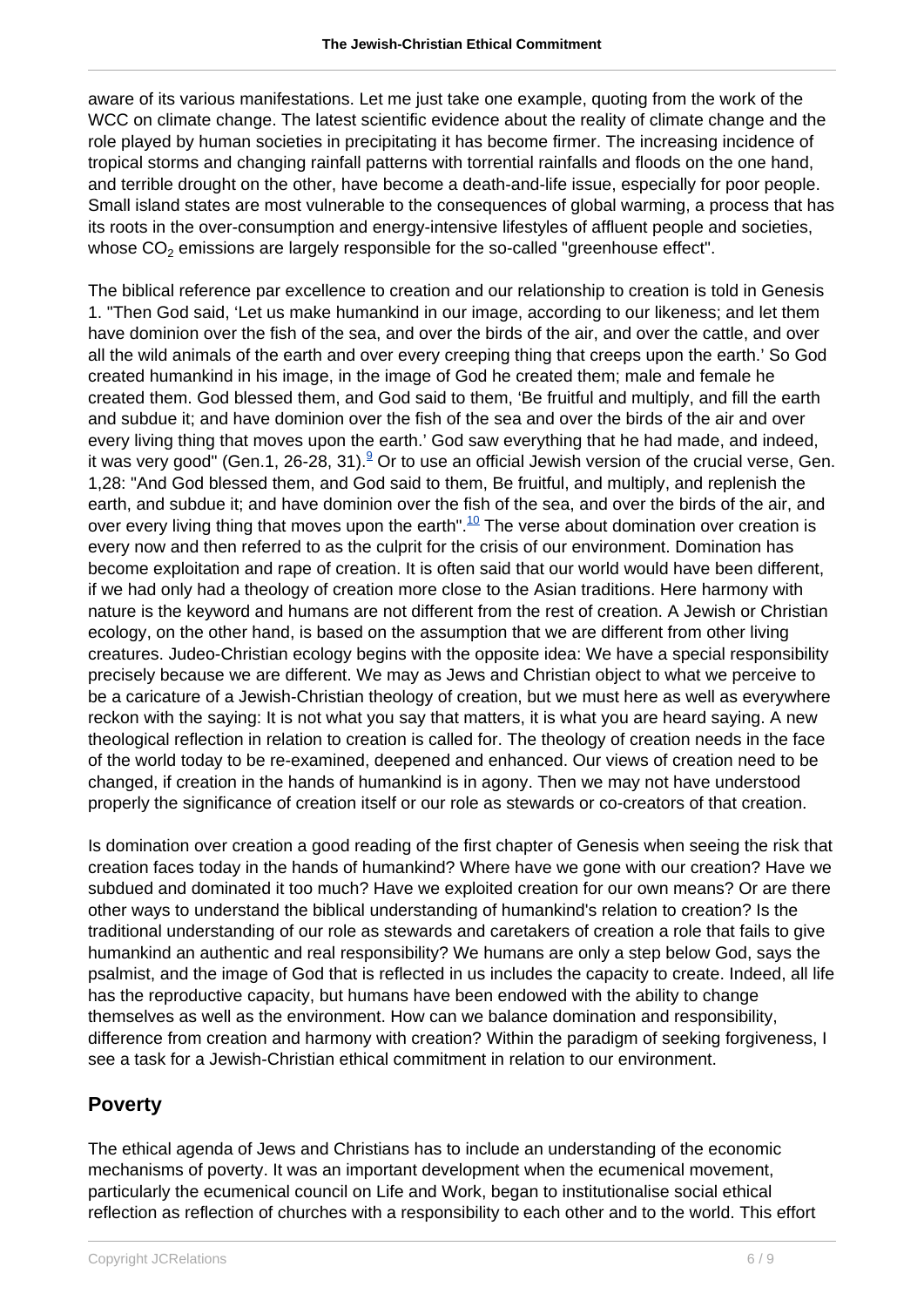aware of its various manifestations. Let me just take one example, quoting from the work of the WCC on climate change. The latest scientific evidence about the reality of climate change and the role played by human societies in precipitating it has become firmer. The increasing incidence of tropical storms and changing rainfall patterns with torrential rainfalls and floods on the one hand, and terrible drought on the other, have become a death-and-life issue, especially for poor people. Small island states are most vulnerable to the consequences of global warming, a process that has its roots in the over-consumption and energy-intensive lifestyles of affluent people and societies, whose $CO_2$ emissions are largely responsible for the so-called "greenhouse effect".

The biblical reference par excellence to creation and our relationship to creation is told in Genesis 1. "Then God said, 'Let us make humankind in our image, according to our likeness; and let them have dominion over the fish of the sea, and over the birds of the air, and over the cattle, and over all the wild animals of the earth and over every creeping thing that creeps upon the earth.' So God created humankind in his image, in the image of God he created them; male and female he created them. God blessed them, and God said to them, 'Be fruitful and multiply, and fill the earth and subdue it; and have dominion over the fish of the sea and over the birds of the air and over every living thing that moves upon the earth.' God saw everything that he had made, and indeed, it was very good" (Gen.1, 26-28, 31).[9] Or to use an official Jewish version of the crucial verse, Gen. 1,28: "And God blessed them, and God said to them, Be fruitful, and multiply, and replenish the earth, and subdue it; and have dominion over the fish of the sea, and over the birds of the air, and over every living thing that moves upon the earth".[10] The verse about domination over creation is every now and then referred to as the culprit for the crisis of our environment. Domination has become exploitation and rape of creation. It is often said that our world would have been different, if we had only had a theology of creation more close to the Asian traditions. Here harmony with nature is the keyword and humans are not different from the rest of creation. A Jewish or Christian ecology, on the other hand, is based on the assumption that we are different from other living creatures. Judeo-Christian ecology begins with the opposite idea: We have a special responsibility precisely because we are different. We may as Jews and Christian object to what we perceive to be a caricature of a Jewish-Christian theology of creation, but we must here as well as everywhere reckon with the saying: It is not what you say that matters, it is what you are heard saying. A new theological reflection in relation to creation is called for. The theology of creation needs in the face of the world today to be re-examined, deepened and enhanced. Our views of creation need to be changed, if creation in the hands of humankind is in agony. Then we may not have understood properly the significance of creation itself or our role as stewards or co-creators of that creation.

Is domination over creation a good reading of the first chapter of Genesis when seeing the risk that creation faces today in the hands of humankind? Where have we gone with our creation? Have we subdued and dominated it too much? Have we exploited creation for our own means? Or are there other ways to understand the biblical understanding of humankind's relation to creation? Is the traditional understanding of our role as stewards and caretakers of creation a role that fails to give humankind an authentic and real responsibility? We humans are only a step below God, says the psalmist, and the image of God that is reflected in us includes the capacity to create. Indeed, all life has the reproductive capacity, but humans have been endowed with the ability to change themselves as well as the environment. How can we balance domination and responsibility, difference from creation and harmony with creation? Within the paradigm of seeking forgiveness, I see a task for a Jewish-Christian ethical commitment in relation to our environment.

## Poverty

The ethical agenda of Jews and Christians has to include an understanding of the economic mechanisms of poverty. It was an important development when the ecumenical movement, particularly the ecumenical council on Life and Work, began to institutionalise social ethical reflection as reflection of churches with a responsibility to each other and to the world. This effort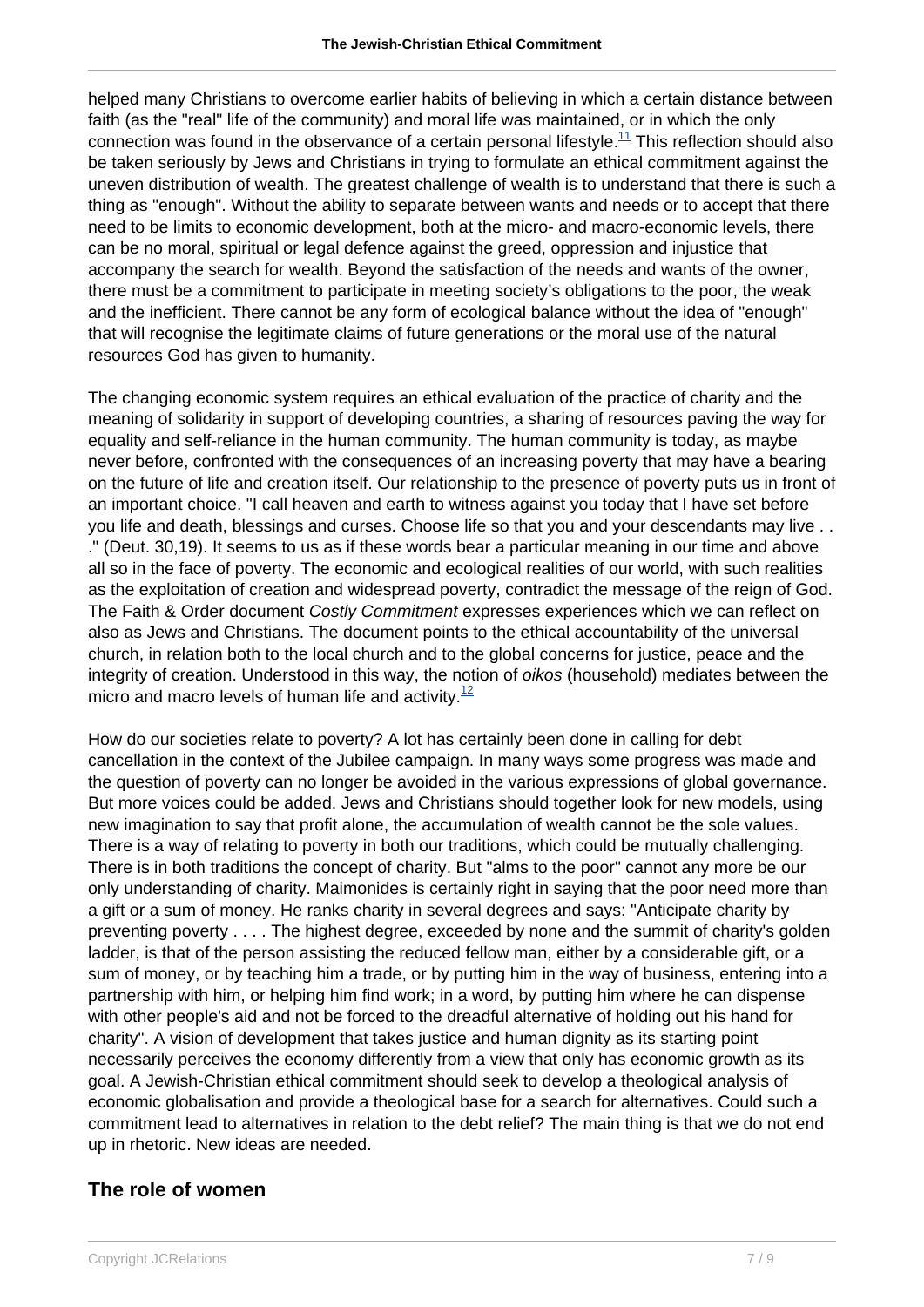helped many Christians to overcome earlier habits of believing in which a certain distance between faith (as the "real" life of the community) and moral life was maintained, or in which the only connection was found in the observance of a certain personal lifestyle.[11] This reflection should also be taken seriously by Jews and Christians in trying to formulate an ethical commitment against the uneven distribution of wealth. The greatest challenge of wealth is to understand that there is such a thing as "enough". Without the ability to separate between wants and needs or to accept that there need to be limits to economic development, both at the micro- and macro-economic levels, there can be no moral, spiritual or legal defence against the greed, oppression and injustice that accompany the search for wealth. Beyond the satisfaction of the needs and wants of the owner, there must be a commitment to participate in meeting society's obligations to the poor, the weak and the inefficient. There cannot be any form of ecological balance without the idea of "enough" that will recognise the legitimate claims of future generations or the moral use of the natural resources God has given to humanity.

The changing economic system requires an ethical evaluation of the practice of charity and the meaning of solidarity in support of developing countries, a sharing of resources paving the way for equality and self-reliance in the human community. The human community is today, as maybe never before, confronted with the consequences of an increasing poverty that may have a bearing on the future of life and creation itself. Our relationship to the presence of poverty puts us in front of an important choice. "I call heaven and earth to witness against you today that I have set before you life and death, blessings and curses. Choose life so that you and your descendants may live . . ." (Deut. 30,19). It seems to us as if these words bear a particular meaning in our time and above all so in the face of poverty. The economic and ecological realities of our world, with such realities as the exploitation of creation and widespread poverty, contradict the message of the reign of God. The Faith & Order document *Costly Commitment* expresses experiences which we can reflect on also as Jews and Christians. The document points to the ethical accountability of the universal church, in relation both to the local church and to the global concerns for justice, peace and the integrity of creation. Understood in this way, the notion of *oikos* (household) mediates between the micro and macro levels of human life and activity.[12]

How do our societies relate to poverty? A lot has certainly been done in calling for debt cancellation in the context of the Jubilee campaign. In many ways some progress was made and the question of poverty can no longer be avoided in the various expressions of global governance. But more voices could be added. Jews and Christians should together look for new models, using new imagination to say that profit alone, the accumulation of wealth cannot be the sole values. There is a way of relating to poverty in both our traditions, which could be mutually challenging. There is in both traditions the concept of charity. But "alms to the poor" cannot any more be our only understanding of charity. Maimonides is certainly right in saying that the poor need more than a gift or a sum of money. He ranks charity in several degrees and says: "Anticipate charity by preventing poverty . . . . The highest degree, exceeded by none and the summit of charity's golden ladder, is that of the person assisting the reduced fellow man, either by a considerable gift, or a sum of money, or by teaching him a trade, or by putting him in the way of business, entering into a partnership with him, or helping him find work; in a word, by putting him where he can dispense with other people's aid and not be forced to the dreadful alternative of holding out his hand for charity". A vision of development that takes justice and human dignity as its starting point necessarily perceives the economy differently from a view that only has economic growth as its goal. A Jewish-Christian ethical commitment should seek to develop a theological analysis of economic globalisation and provide a theological base for a search for alternatives. Could such a commitment lead to alternatives in relation to the debt relief? The main thing is that we do not end up in rhetoric. New ideas are needed.

## The role of women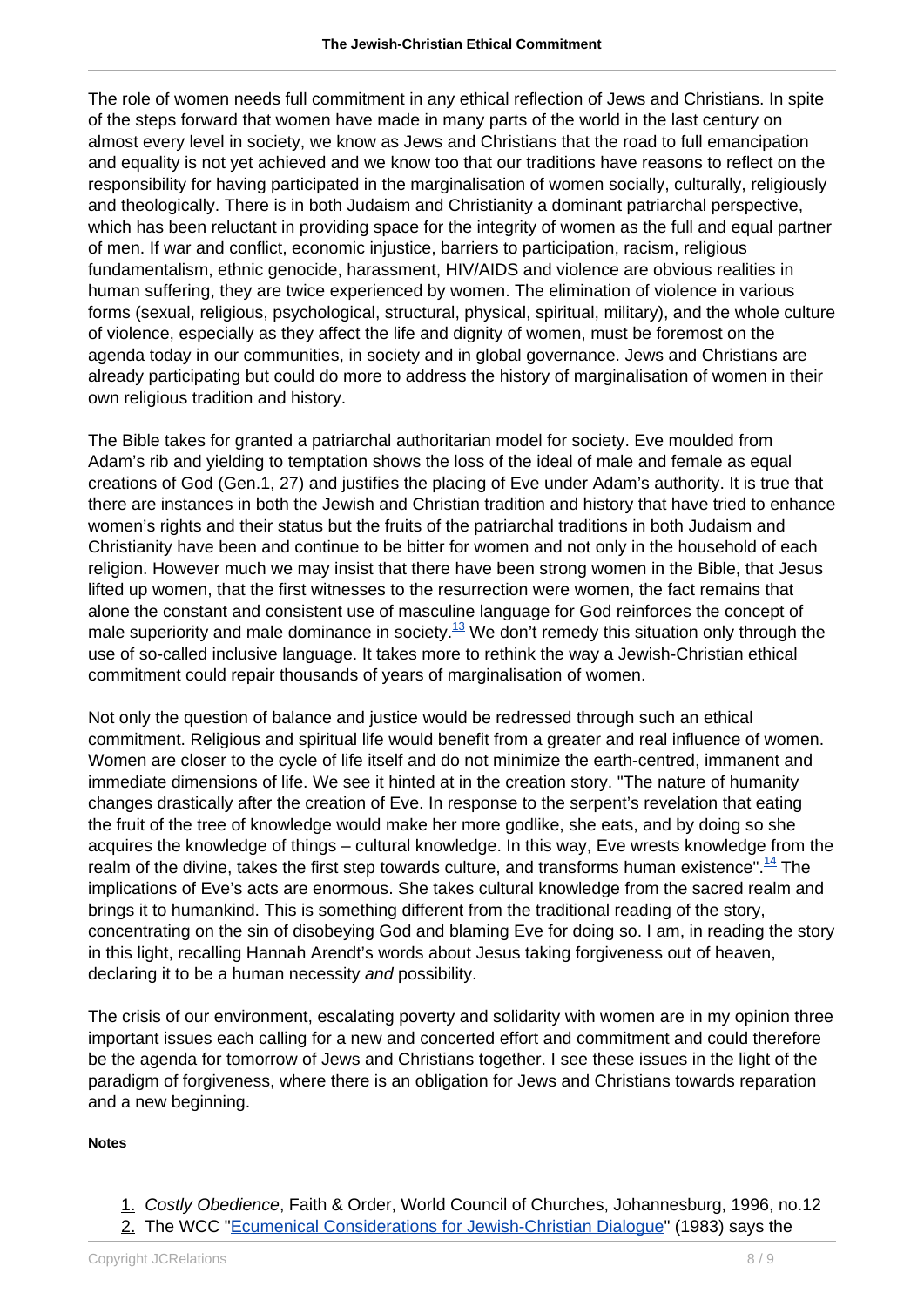The role of women needs full commitment in any ethical reflection of Jews and Christians. In spite of the steps forward that women have made in many parts of the world in the last century on almost every level in society, we know as Jews and Christians that the road to full emancipation and equality is not yet achieved and we know too that our traditions have reasons to reflect on the responsibility for having participated in the marginalisation of women socially, culturally, religiously and theologically. There is in both Judaism and Christianity a dominant patriarchal perspective, which has been reluctant in providing space for the integrity of women as the full and equal partner of men. If war and conflict, economic injustice, barriers to participation, racism, religious fundamentalism, ethnic genocide, harassment, HIV/AIDS and violence are obvious realities in human suffering, they are twice experienced by women. The elimination of violence in various forms (sexual, religious, psychological, structural, physical, spiritual, military), and the whole culture of violence, especially as they affect the life and dignity of women, must be foremost on the agenda today in our communities, in society and in global governance. Jews and Christians are already participating but could do more to address the history of marginalisation of women in their own religious tradition and history.

The Bible takes for granted a patriarchal authoritarian model for society. Eve moulded from Adam's rib and yielding to temptation shows the loss of the ideal of male and female as equal creations of God (Gen.1, 27) and justifies the placing of Eve under Adam's authority. It is true that there are instances in both the Jewish and Christian tradition and history that have tried to enhance women's rights and their status but the fruits of the patriarchal traditions in both Judaism and Christianity have been and continue to be bitter for women and not only in the household of each religion. However much we may insist that there have been strong women in the Bible, that Jesus lifted up women, that the first witnesses to the resurrection were women, the fact remains that alone the constant and consistent use of masculine language for God reinforces the concept of male superiority and male dominance in society.[13] We don't remedy this situation only through the use of so-called inclusive language. It takes more to rethink the way a Jewish-Christian ethical commitment could repair thousands of years of marginalisation of women.

Not only the question of balance and justice would be redressed through such an ethical commitment. Religious and spiritual life would benefit from a greater and real influence of women. Women are closer to the cycle of life itself and do not minimize the earth-centred, immanent and immediate dimensions of life. We see it hinted at in the creation story. "The nature of humanity changes drastically after the creation of Eve. In response to the serpent's revelation that eating the fruit of the tree of knowledge would make her more godlike, she eats, and by doing so she acquires the knowledge of things – cultural knowledge. In this way, Eve wrests knowledge from the realm of the divine, takes the first step towards culture, and transforms human existence".[14] The implications of Eve's acts are enormous. She takes cultural knowledge from the sacred realm and brings it to humankind. This is something different from the traditional reading of the story, concentrating on the sin of disobeying God and blaming Eve for doing so. I am, in reading the story in this light, recalling Hannah Arendt's words about Jesus taking forgiveness out of heaven, declaring it to be a human necessity *and* possibility.

The crisis of our environment, escalating poverty and solidarity with women are in my opinion three important issues each calling for a new and concerted effort and commitment and could therefore be the agenda for tomorrow of Jews and Christians together. I see these issues in the light of the paradigm of forgiveness, where there is an obligation for Jews and Christians towards reparation and a new beginning.

**Notes**

1. *Costly Obedience*, Faith & Order, World Council of Churches, Johannesburg, 1996, no.12
2. The WCC "Ecumenical Considerations for Jewish-Christian Dialogue" (1983) says the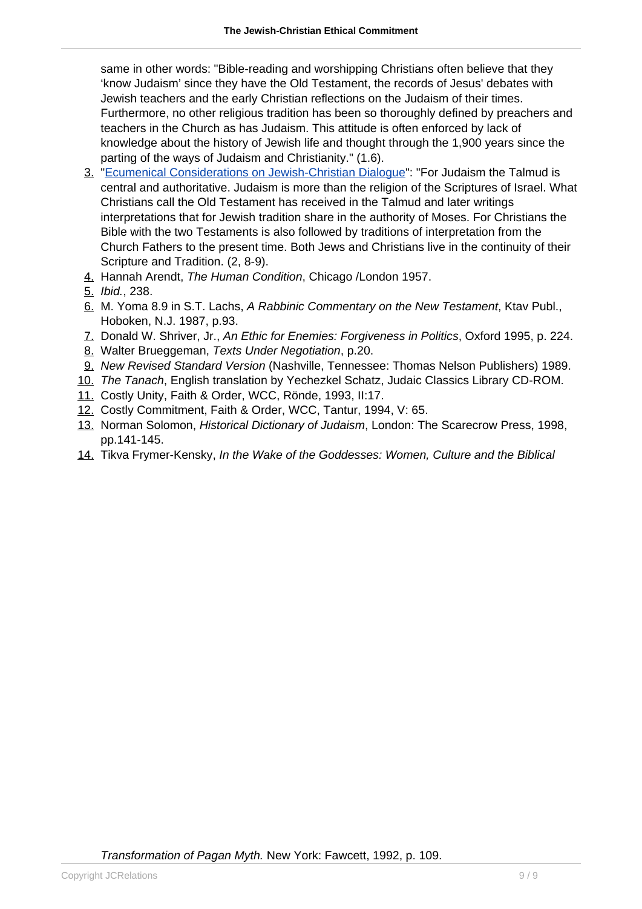same in other words: "Bible-reading and worshipping Christians often believe that they 'know Judaism' since they have the Old Testament, the records of Jesus' debates with Jewish teachers and the early Christian reflections on the Judaism of their times. Furthermore, no other religious tradition has been so thoroughly defined by preachers and teachers in the Church as has Judaism. This attitude is often enforced by lack of knowledge about the history of Jewish life and thought through the 1,900 years since the parting of the ways of Judaism and Christianity." (1.6).

3. "Ecumenical Considerations on Jewish-Christian Dialogue": "For Judaism the Talmud is central and authoritative. Judaism is more than the religion of the Scriptures of Israel. What Christians call the Old Testament has received in the Talmud and later writings interpretations that for Jewish tradition share in the authority of Moses. For Christians the Bible with the two Testaments is also followed by traditions of interpretation from the Church Fathers to the present time. Both Jews and Christians live in the continuity of their Scripture and Tradition. (2, 8-9).
4. Hannah Arendt, *The Human Condition*, Chicago /London 1957.
5. *Ibid.*, 238.
6. M. Yoma 8.9 in S.T. Lachs, *A Rabbinic Commentary on the New Testament*, Ktav Publ., Hoboken, N.J. 1987, p.93.
7. Donald W. Shriver, Jr., *An Ethic for Enemies: Forgiveness in Politics*, Oxford 1995, p. 224.
8. Walter Brueggeman, *Texts Under Negotiation*, p.20.
9. *New Revised Standard Version* (Nashville, Tennessee: Thomas Nelson Publishers) 1989.
10. *The Tanach*, English translation by Yechezkel Schatz, Judaic Classics Library CD-ROM.
11. Costly Unity, Faith & Order, WCC, Rönde, 1993, II:17.
12. Costly Commitment, Faith & Order, WCC, Tantur, 1994, V: 65.
13. Norman Solomon, *Historical Dictionary of Judaism*, London: The Scarecrow Press, 1998, pp.141-145.
14. Tikva Frymer-Kensky, *In the Wake of the Goddesses: Women, Culture and the Biblical Transformation of Pagan Myth.* New York: Fawcett, 1992, p. 109.